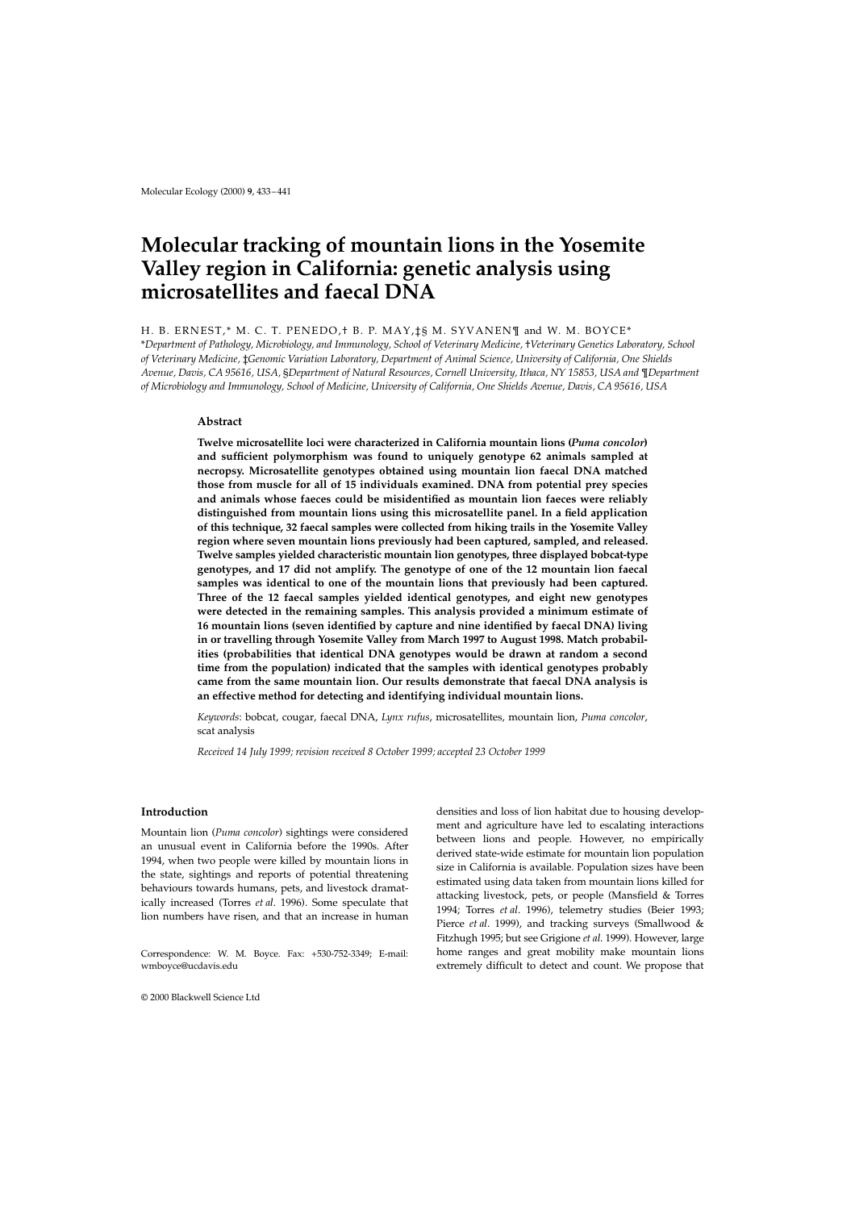# Molecular tracking of mountain lions in the Yosemite Valley region in California: genetic analysis using microsatellites and faecal DNA

H. B. ERNEST,* M. C. T. PENEDO,† B. P. MAY,‡§ M. SYVANEN¶ and W. M. BOYCE*

*Department of Pathology, Microbiology, and Immunology, School of Veterinary Medicine, †Veterinary Genetics Laboratory, School of Veterinary Medicine, ‡Genomic Variation Laboratory, Department of Animal Science, University of California, One Shields Avenue, Davis, CA 95616, USA, §Department of Natural Resources, Cornell University, Ithaca, NY 15853, USA and ¶Department of Microbiology and Immunology, School of Medicine, University of California, One Shields Avenue, Davis, CA 95616, USA*

## Abstract

**Twelve microsatellite loci were characterized in California mountain lions (*Puma concolor*) and sufficient polymorphism was found to uniquely genotype 62 animals sampled at necropsy. Microsatellite genotypes obtained using mountain lion faecal DNA matched those from muscle for all of 15 individuals examined. DNA from potential prey species and animals whose faeces could be misidentified as mountain lion faeces were reliably distinguished from mountain lions using this microsatellite panel. In a field application of this technique, 32 faecal samples were collected from hiking trails in the Yosemite Valley region where seven mountain lions previously had been captured, sampled, and released. Twelve samples yielded characteristic mountain lion genotypes, three displayed bobcat-type genotypes, and 17 did not amplify. The genotype of one of the 12 mountain lion faecal samples was identical to one of the mountain lions that previously had been captured. Three of the 12 faecal samples yielded identical genotypes, and eight new genotypes were detected in the remaining samples. This analysis provided a minimum estimate of 16 mountain lions (seven identified by capture and nine identified by faecal DNA) living in or travelling through Yosemite Valley from March 1997 to August 1998. Match probabilities (probabilities that identical DNA genotypes would be drawn at random a second time from the population) indicated that the samples with identical genotypes probably came from the same mountain lion. Our results demonstrate that faecal DNA analysis is an effective method for detecting and identifying individual mountain lions.**

*Keywords*: bobcat, cougar, faecal DNA, *Lynx rufus*, microsatellites, mountain lion, *Puma concolor*, scat analysis

*Received 14 July 1999; revision received 8 October 1999; accepted 23 October 1999*

## Introduction

Mountain lion (*Puma concolor*) sightings were considered an unusual event in California before the 1990s. After 1994, when two people were killed by mountain lions in the state, sightings and reports of potential threatening behaviours towards humans, pets, and livestock dramatically increased (Torres *et al*. 1996). Some speculate that lion numbers have risen, and that an increase in human densities and loss of lion habitat due to housing development and agriculture have led to escalating interactions between lions and people. However, no empirically derived state-wide estimate for mountain lion population size in California is available. Population sizes have been estimated using data taken from mountain lions killed for attacking livestock, pets, or people (Mansfield & Torres 1994; Torres *et al*. 1996), telemetry studies (Beier 1993; Pierce *et al*. 1999), and tracking surveys (Smallwood & Fitzhugh 1995; but see Grigione *et al*. 1999). However, large home ranges and great mobility make mountain lions extremely difficult to detect and count. We propose that

Correspondence: W. M. Boyce. Fax: +530-752-3349; E-mail: wmboyce@ucdavis.edu

© 2000 Blackwell Science Ltd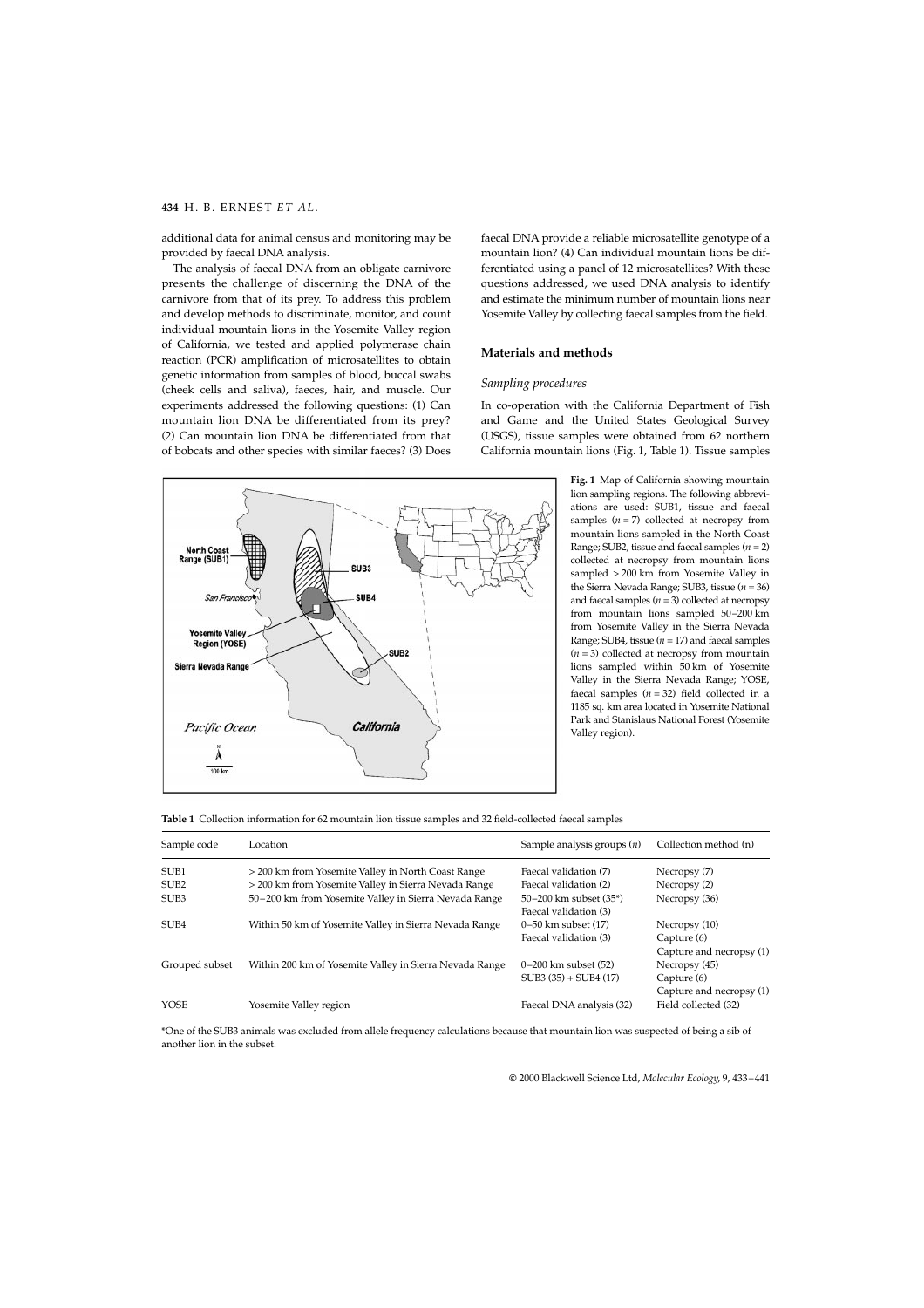additional data for animal census and monitoring may be provided by faecal DNA analysis.

The analysis of faecal DNA from an obligate carnivore presents the challenge of discerning the DNA of the carnivore from that of its prey. To address this problem and develop methods to discriminate, monitor, and count individual mountain lions in the Yosemite Valley region of California, we tested and applied polymerase chain reaction (PCR) amplification of microsatellites to obtain genetic information from samples of blood, buccal swabs (cheek cells and saliva), faeces, hair, and muscle. Our experiments addressed the following questions: (1) Can mountain lion DNA be differentiated from its prey? (2) Can mountain lion DNA be differentiated from that of bobcats and other species with similar faeces? (3) Does faecal DNA provide a reliable microsatellite genotype of a mountain lion? (4) Can individual mountain lions be differentiated using a panel of 12 microsatellites? With these questions addressed, we used DNA analysis to identify and estimate the minimum number of mountain lions near Yosemite Valley by collecting faecal samples from the field.

## Materials and methods

### Sampling procedures

In co-operation with the California Department of Fish and Game and the United States Geological Survey (USGS), tissue samples were obtained from 62 northern California mountain lions (Fig. 1, Table 1). Tissue samples

**Fig. 1** Map of California showing mountain lion sampling regions. The following abbreviations are used: SUB1, tissue and faecal samples ($n = 7$) collected at necropsy from mountain lions sampled in the North Coast Range; SUB2, tissue and faecal samples ($n = 2$) collected at necropsy from mountain lions sampled > 200 km from Yosemite Valley in the Sierra Nevada Range; SUB3, tissue ($n = 36$) and faecal samples ($n = 3$) collected at necropsy from mountain lions sampled 50–200 km from Yosemite Valley in the Sierra Nevada Range; SUB4, tissue ($n = 17$) and faecal samples ($n = 3$) collected at necropsy from mountain lions sampled within 50 km of Yosemite Valley in the Sierra Nevada Range; YOSE, faecal samples ($n = 32$) field collected in a 1185 sq. km area located in Yosemite National Park and Stanislaus National Forest (Yosemite Valley region).

**Table 1** Collection information for 62 mountain lion tissue samples and 32 field-collected faecal samples

| Sample code | Location | Sample analysis groups ($n$) | Collection method (n) |
|---|---|---|---|
| SUB1 | > 200 km from Yosemite Valley in North Coast Range | Faecal validation (7) | Necropsy (7) |
| SUB2 | > 200 km from Yosemite Valley in Sierra Nevada Range | Faecal validation (2) | Necropsy (2) |
| SUB3 | 50–200 km from Yosemite Valley in Sierra Nevada Range | 50–200 km subset (35*) | Necropsy (36) |
| | | Faecal validation (3) | |
| SUB4 | Within 50 km of Yosemite Valley in Sierra Nevada Range | 0–50 km subset (17) | Necropsy (10) |
| | | Faecal validation (3) | Capture (6) |
| | | | Capture and necropsy (1) |
| Grouped subset | Within 200 km of Yosemite Valley in Sierra Nevada Range | 0–200 km subset (52) | Necropsy (45) |
| | | SUB3 (35) + SUB4 (17) | Capture (6) |
| | | | Capture and necropsy (1) |
| YOSE | Yosemite Valley region | Faecal DNA analysis (32) | Field collected (32) |

*One of the SUB3 animals was excluded from allele frequency calculations because that mountain lion was suspected of being a sib of another lion in the subset.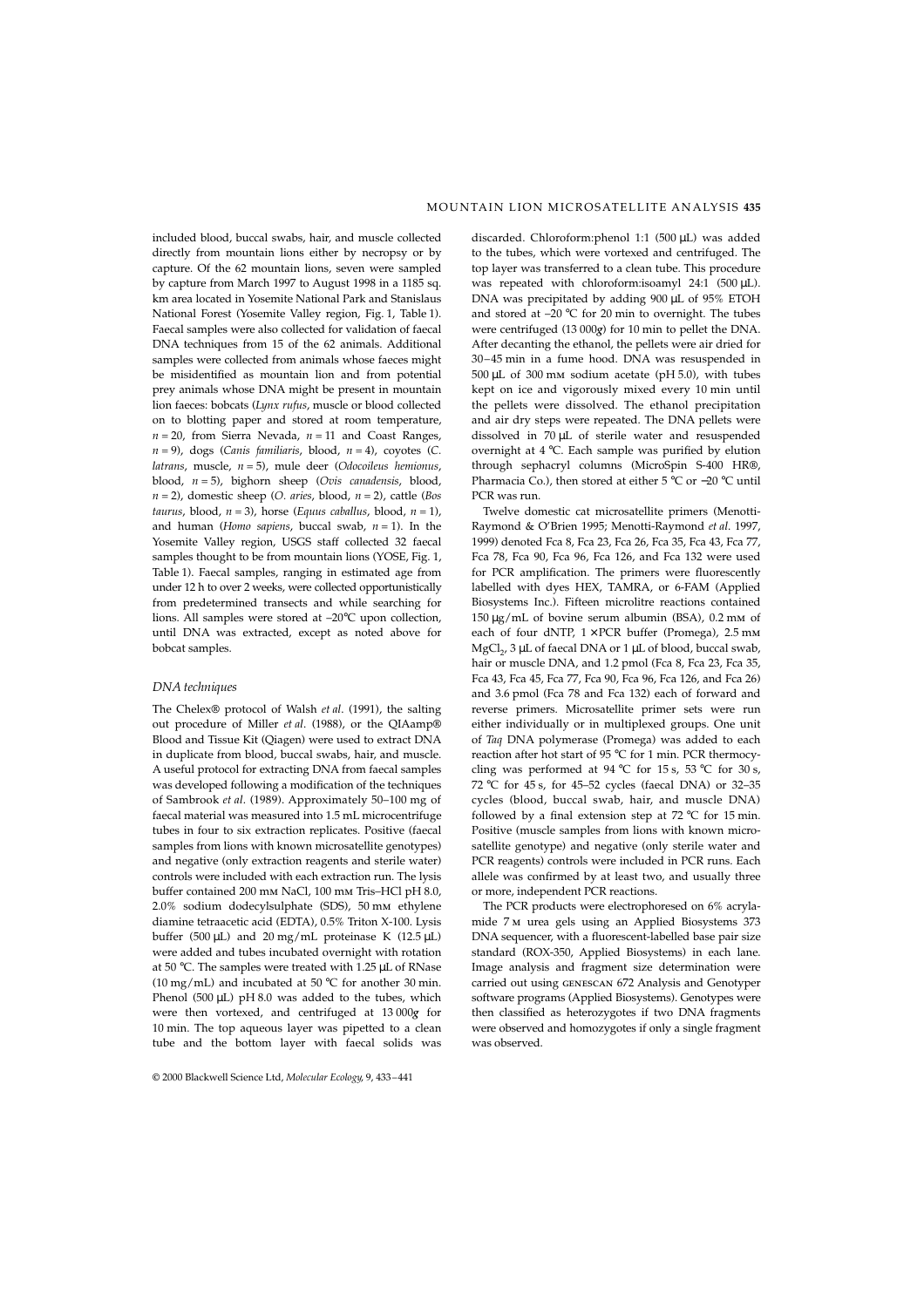included blood, buccal swabs, hair, and muscle collected directly from mountain lions either by necropsy or by capture. Of the 62 mountain lions, seven were sampled by capture from March 1997 to August 1998 in a 1185 sq. km area located in Yosemite National Park and Stanislaus National Forest (Yosemite Valley region, Fig. 1, Table 1). Faecal samples were also collected for validation of faecal DNA techniques from 15 of the 62 animals. Additional samples were collected from animals whose faeces might be misidentified as mountain lion and from potential prey animals whose DNA might be present in mountain lion faeces: bobcats (*Lynx rufus*, muscle or blood collected on to blotting paper and stored at room temperature, $n = 20$, from Sierra Nevada, $n = 11$ and Coast Ranges, $n = 9$), dogs (*Canis familiaris*, blood, $n = 4$), coyotes (*C. latrans*, muscle, $n = 5$), mule deer (*Odocoileus hemionus*, blood, $n = 5$), bighorn sheep (*Ovis canadensis*, blood, $n = 2$), domestic sheep (*O. aries*, blood, $n = 2$), cattle (*Bos taurus*, blood, $n = 3$), horse (*Equus caballus*, blood, $n = 1$), and human (*Homo sapiens*, buccal swab, $n = 1$). In the Yosemite Valley region, USGS staff collected 32 faecal samples thought to be from mountain lions (YOSE, Fig. 1, Table 1). Faecal samples, ranging in estimated age from under 12 h to over 2 weeks, were collected opportunistically from predetermined transects and while searching for lions. All samples were stored at −20°C upon collection, until DNA was extracted, except as noted above for bobcat samples.

### DNA techniques

The Chelex® protocol of Walsh *et al*. (1991), the salting out procedure of Miller *et al*. (1988), or the QIAamp® Blood and Tissue Kit (Qiagen) were used to extract DNA in duplicate from blood, buccal swabs, hair, and muscle. A useful protocol for extracting DNA from faecal samples was developed following a modification of the techniques of Sambrook *et al*. (1989). Approximately 50–100 mg of faecal material was measured into 1.5 mL microcentrifuge tubes in four to six extraction replicates. Positive (faecal samples from lions with known microsatellite genotypes) and negative (only extraction reagents and sterile water) controls were included with each extraction run. The lysis buffer contained 200 mM NaCl, 100 mM Tris–HCl pH 8.0, 2.0% sodium dodecylsulphate (SDS), 50 mM ethylene diamine tetraacetic acid (EDTA), 0.5% Triton X-100. Lysis buffer (500 µL) and 20 mg/mL proteinase K (12.5 µL) were added and tubes incubated overnight with rotation at 50 °C. The samples were treated with 1.25 µL of RNase (10 mg/mL) and incubated at 50 °C for another 30 min. Phenol (500 µL) pH 8.0 was added to the tubes, which were then vortexed, and centrifuged at 13 000*g* for 10 min. The top aqueous layer was pipetted to a clean tube and the bottom layer with faecal solids was discarded. Chloroform:phenol 1:1 (500 µL) was added to the tubes, which were vortexed and centrifuged. The top layer was transferred to a clean tube. This procedure was repeated with chloroform:isoamyl 24:1 (500 µL). DNA was precipitated by adding 900 µL of 95% ETOH and stored at −20 °C for 20 min to overnight. The tubes were centrifuged (13 000*g*) for 10 min to pellet the DNA. After decanting the ethanol, the pellets were air dried for 30–45 min in a fume hood. DNA was resuspended in 500 µL of 300 mM sodium acetate (pH 5.0), with tubes kept on ice and vigorously mixed every 10 min until the pellets were dissolved. The ethanol precipitation and air dry steps were repeated. The DNA pellets were dissolved in 70 µL of sterile water and resuspended overnight at 4 °C. Each sample was purified by elution through sephacryl columns (MicroSpin S-400 HR®, Pharmacia Co.), then stored at either 5 °C or −20 °C until PCR was run.

Twelve domestic cat microsatellite primers (Menotti-Raymond & O'Brien 1995; Menotti-Raymond *et al*. 1997, 1999) denoted Fca 8, Fca 23, Fca 26, Fca 35, Fca 43, Fca 77, Fca 78, Fca 90, Fca 96, Fca 126, and Fca 132 were used for PCR amplification. The primers were fluorescently labelled with dyes HEX, TAMRA, or 6-FAM (Applied Biosystems Inc.). Fifteen microlitre reactions contained 150 µg/mL of bovine serum albumin (BSA), 0.2 mM of each of four dNTP, 1 × PCR buffer (Promega), 2.5 mM $MgCl_2$, 3 µL of faecal DNA or 1 µL of blood, buccal swab, hair or muscle DNA, and 1.2 pmol (Fca 8, Fca 23, Fca 35, Fca 43, Fca 45, Fca 77, Fca 90, Fca 96, Fca 126, and Fca 26) and 3.6 pmol (Fca 78 and Fca 132) each of forward and reverse primers. Microsatellite primer sets were run either individually or in multiplexed groups. One unit of *Taq* DNA polymerase (Promega) was added to each reaction after hot start of 95 °C for 1 min. PCR thermocycling was performed at 94 °C for 15 s, 53 °C for 30 s, 72 °C for 45 s, for 45–52 cycles (faecal DNA) or 32–35 cycles (blood, buccal swab, hair, and muscle DNA) followed by a final extension step at 72 °C for 15 min. Positive (muscle samples from lions with known microsatellite genotype) and negative (only sterile water and PCR reagents) controls were included in PCR runs. Each allele was confirmed by at least two, and usually three or more, independent PCR reactions.

The PCR products were electrophoresed on 6% acrylamide 7 M urea gels using an Applied Biosystems 373 DNA sequencer, with a fluorescent-labelled base pair size standard (ROX-350, Applied Biosystems) in each lane. Image analysis and fragment size determination were carried out using GENESCAN 672 Analysis and Genotyper software programs (Applied Biosystems). Genotypes were then classified as heterozygotes if two DNA fragments were observed and homozygotes if only a single fragment was observed.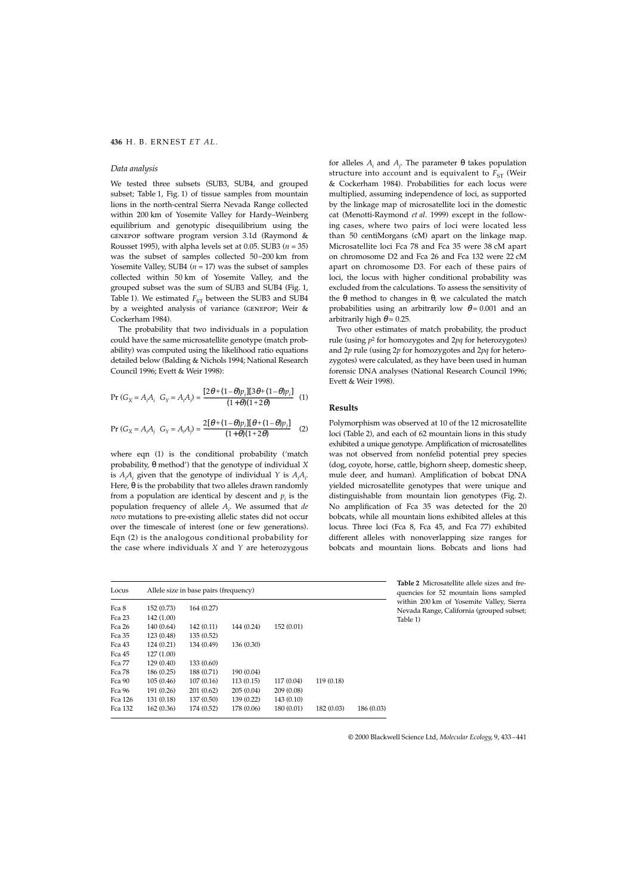### *Data analysis*

We tested three subsets (SUB3, SUB4, and grouped subset; Table 1, Fig. 1) of tissue samples from mountain lions in the north-central Sierra Nevada Range collected within 200 km of Yosemite Valley for Hardy–Weinberg equilibrium and genotypic disequilibrium using the GENEPOP software program version 3.1d (Raymond & Rousset 1995), with alpha levels set at 0.05. SUB3 ($n = 35$) was the subset of samples collected 50–200 km from Yosemite Valley, SUB4 ($n = 17$) was the subset of samples collected within 50 km of Yosemite Valley, and the grouped subset was the sum of SUB3 and SUB4 (Fig. 1, Table 1). We estimated $F_{ST}$ between the SUB3 and SUB4 by a weighted analysis of variance (GENEPOP; Weir & Cockerham 1984).

The probability that two individuals in a population could have the same microsatellite genotype (match probability) was computed using the likelihood ratio equations detailed below (Balding & Nichols 1994; National Research Council 1996; Evett & Weir 1998):

$$\Pr(G_X = A_iA_i \mid G_Y = A_iA_i) = \frac{[2\theta + (1-\theta)p_i][3\theta + (1-\theta)p_i]}{(1+\theta)(1+2\theta)} \quad (1)$$

$$\Pr(G_X = A_iA_j \mid G_Y = A_iA_j) = \frac{2[\theta + (1-\theta)p_i][\theta + (1-\theta)p_j]}{(1+\theta)(1+2\theta)} \quad (2)$$

where eqn (1) is the conditional probability ('match probability, θ method') that the genotype of individual $X$ is $A_iA_i$ given that the genotype of individual $Y$ is $A_iA_i$. Here, θ is the probability that two alleles drawn randomly from a population are identical by descent and $p_i$ is the population frequency of allele $A_i$. We assumed that *de novo* mutations to pre-existing allelic states did not occur over the timescale of interest (one or few generations). Eqn (2) is the analogous conditional probability for the case where individuals $X$ and $Y$ are heterozygous for alleles $A_i$ and $A_j$. The parameter θ takes population structure into account and is equivalent to $F_{ST}$ (Weir & Cockerham 1984). Probabilities for each locus were multiplied, assuming independence of loci, as supported by the linkage map of microsatellite loci in the domestic cat (Menotti-Raymond *et al*. 1999) except in the following cases, where two pairs of loci were located less than 50 centiMorgans (cM) apart on the linkage map. Microsatellite loci Fca 78 and Fca 35 were 38 cM apart on chromosome D2 and Fca 26 and Fca 132 were 22 cM apart on chromosome D3. For each of these pairs of loci, the locus with higher conditional probability was excluded from the calculations. To assess the sensitivity of the θ method to changes in θ, we calculated the match probabilities using an arbitrarily low $\theta = 0.001$ and an arbitrarily high $\theta = 0.25$.

Two other estimates of match probability, the product rule (using $p^2$ for homozygotes and $2pq$ for heterozygotes) and $2p$ rule (using $2p$ for homozygotes and $2pq$ for heterozygotes) were calculated, as they have been used in human forensic DNA analyses (National Research Council 1996; Evett & Weir 1998).

## Results

Polymorphism was observed at 10 of the 12 microsatellite loci (Table 2), and each of 62 mountain lions in this study exhibited a unique genotype. Amplification of microsatellites was not observed from nonfelid potential prey species (dog, coyote, horse, cattle, bighorn sheep, domestic sheep, mule deer, and human). Amplification of bobcat DNA yielded microsatellite genotypes that were unique and distinguishable from mountain lion genotypes (Fig. 2). No amplification of Fca 35 was detected for the 20 bobcats, while all mountain lions exhibited alleles at this locus. Three loci (Fca 8, Fca 45, and Fca 77) exhibited different alleles with nonoverlapping size ranges for bobcats and mountain lions. Bobcats and lions had

**Table 2** Microsatellite allele sizes and frequencies for 52 mountain lions sampled within 200 km of Yosemite Valley, Sierra Nevada Range, California (grouped subset; Table 1)

| Locus | Allele size in base pairs (frequency) | | | | | |
|---|---|---|---|---|---|---|
| Fca 8 | 152 (0.73) | 164 (0.27) | | | | |
| Fca 23 | 142 (1.00) | | | | | |
| Fca 26 | 140 (0.64) | 142 (0.11) | 144 (0.24) | 152 (0.01) | | |
| Fca 35 | 123 (0.48) | 135 (0.52) | | | | |
| Fca 43 | 124 (0.21) | 134 (0.49) | 136 (0.30) | | | |
| Fca 45 | 127 (1.00) | | | | | |
| Fca 77 | 129 (0.40) | 133 (0.60) | | | | |
| Fca 78 | 186 (0.25) | 188 (0.71) | 190 (0.04) | | | |
| Fca 90 | 105 (0.46) | 107 (0.16) | 113 (0.15) | 117 (0.04) | 119 (0.18) | |
| Fca 96 | 191 (0.26) | 201 (0.62) | 205 (0.04) | 209 (0.08) | | |
| Fca 126 | 131 (0.18) | 137 (0.50) | 139 (0.22) | 143 (0.10) | | |
| Fca 132 | 162 (0.36) | 174 (0.52) | 178 (0.06) | 180 (0.01) | 182 (0.03) | 186 (0.03) |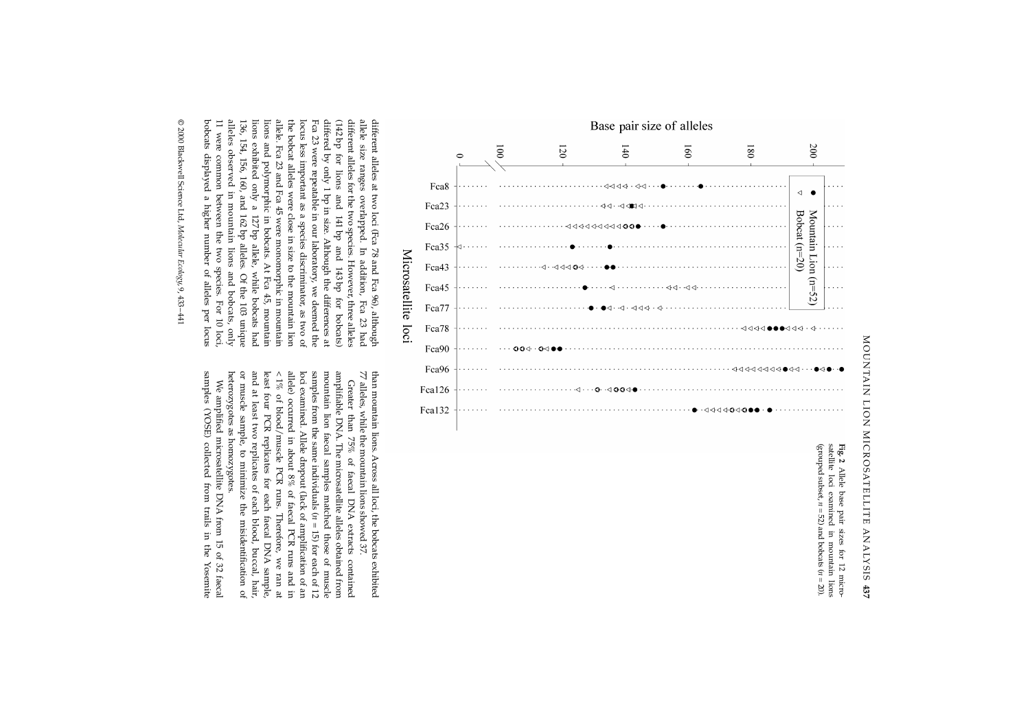Fig. 2 Allele base pair sizes for 12 microsatellite loci examined in mountain lions (grouped subset, $n = 52$) and bobcats ($n = 20$).

different alleles at two loci (Fca 78 and Fca 96), although allele size ranges overlapped. In addition, Fca 23 had different alleles for the two species. However, three alleles (142 bp for lions and 141 bp and 143 bp for bobcats) differed by only 1 bp in size. Although the differences at Fca 23 were repeatable in our laboratory, we deemed the locus less important as a species discriminator, as two of the bobcat alleles were close in size to the mountain lion allele. Fca 23 and Fca 45 were monomorphic in mountain lions and polymorphic in bobcats. At Fca 45, mountain lions exhibited only a 127 bp allele, while bobcats had 136, 154, 156, 160, and 162 bp alleles. Of the 103 unique alleles observed in mountain lions and bobcats, only 11 were common between the two species. For 10 loci, bobcats displayed a higher number of alleles per locus than mountain lions. Across all loci, the bobcats exhibited 77 alleles, while the mountain lions showed 37.

Greater than 75% of faecal DNA extracts contained amplifiable DNA. The microsatellite alleles obtained from mountain lion faecal samples matched those of muscle samples from the same individuals ($n = 15$) for each of 12 loci examined. Allele dropout (lack of amplification of an allele) occurred in about 8% of faecal PCR runs and in < 1% of blood/muscle PCR runs. Therefore, we ran at least four PCR replicates for each faecal DNA sample, and at least two replicates of each blood, buccal, hair, or muscle sample, to minimize the misidentification of heterozygotes as homozygotes.

We amplified microsatellite DNA from 15 of 32 faecal samples (YOSE) collected from trails in the Yosemite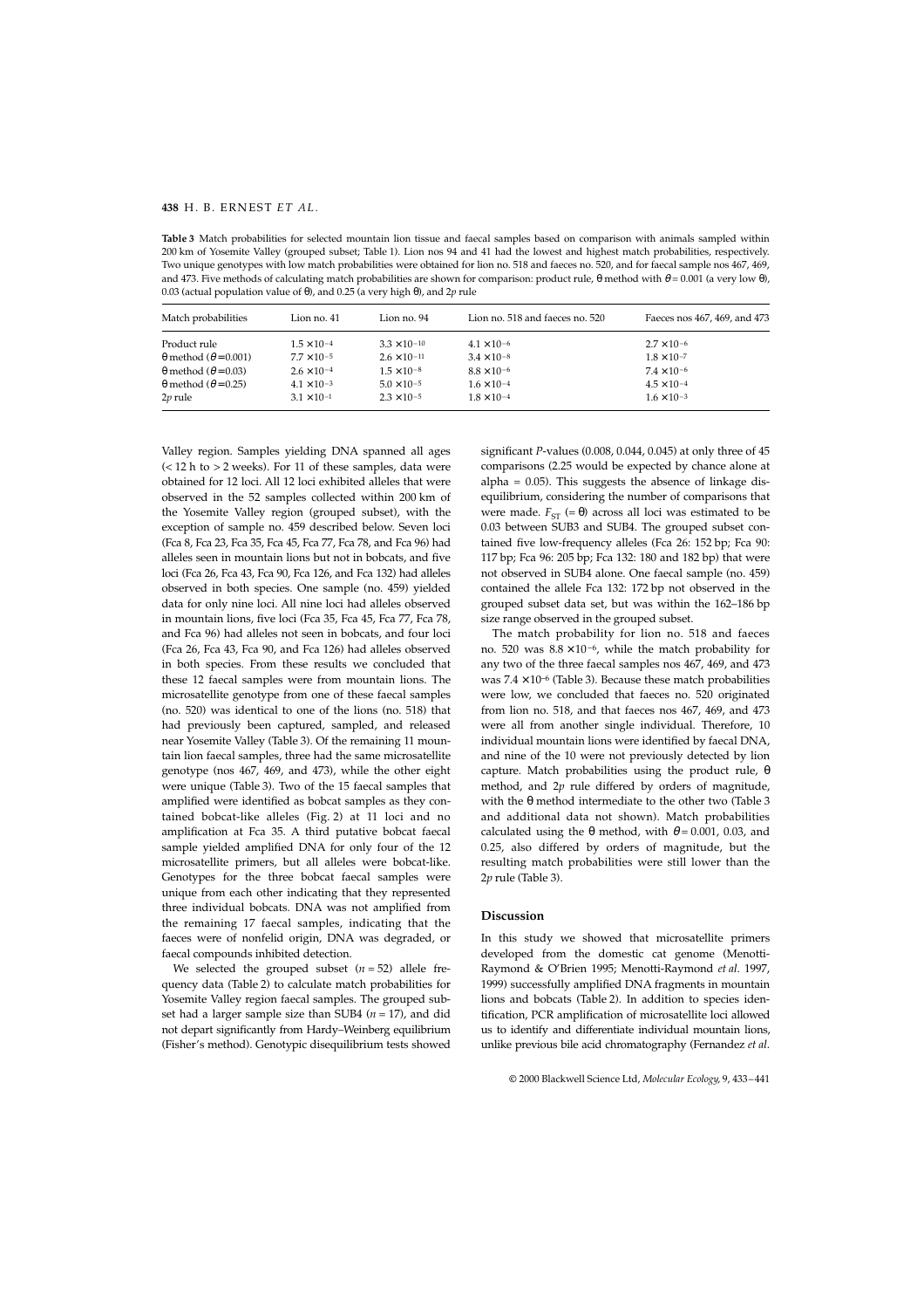**Table 3** Match probabilities for selected mountain lion tissue and faecal samples based on comparison with animals sampled within 200 km of Yosemite Valley (grouped subset; Table 1). Lion nos 94 and 41 had the lowest and highest match probabilities, respectively. Two unique genotypes with low match probabilities were obtained for lion no. 518 and faeces no. 520, and for faecal sample nos 467, 469, and 473. Five methods of calculating match probabilities are shown for comparison: product rule, θ method with $\theta = 0.001$ (a very low θ), 0.03 (actual population value of θ), and 0.25 (a very high θ), and 2*p* rule

| Match probabilities | Lion no. 41 | Lion no. 94 | Lion no. 518 and faeces no. 520 | Faeces nos 467, 469, and 473 |
|---|---|---|---|---|
| Product rule | $1.5 \times 10^{-4}$ | $3.3 \times 10^{-10}$ | $4.1 \times 10^{-6}$ | $2.7 \times 10^{-6}$ |
| θ method ($\theta = 0.001$) | $7.7 \times 10^{-5}$ | $2.6 \times 10^{-11}$ | $3.4 \times 10^{-8}$ | $1.8 \times 10^{-7}$ |
| θ method ($\theta = 0.03$) | $2.6 \times 10^{-4}$ | $1.5 \times 10^{-8}$ | $8.8 \times 10^{-6}$ | $7.4 \times 10^{-6}$ |
| θ method ($\theta = 0.25$) | $4.1 \times 10^{-3}$ | $5.0 \times 10^{-5}$ | $1.6 \times 10^{-4}$ | $4.5 \times 10^{-4}$ |
| 2*p* rule | $3.1 \times 10^{-1}$ | $2.3 \times 10^{-5}$ | $1.8 \times 10^{-4}$ | $1.6 \times 10^{-3}$ |

Valley region. Samples yielding DNA spanned all ages (< 12 h to > 2 weeks). For 11 of these samples, data were obtained for 12 loci. All 12 loci exhibited alleles that were observed in the 52 samples collected within 200 km of the Yosemite Valley region (grouped subset), with the exception of sample no. 459 described below. Seven loci (Fca 8, Fca 23, Fca 35, Fca 45, Fca 77, Fca 78, and Fca 96) had alleles seen in mountain lions but not in bobcats, and five loci (Fca 26, Fca 43, Fca 90, Fca 126, and Fca 132) had alleles observed in both species. One sample (no. 459) yielded data for only nine loci. All nine loci had alleles observed in mountain lions, five loci (Fca 35, Fca 45, Fca 77, Fca 78, and Fca 96) had alleles not seen in bobcats, and four loci (Fca 26, Fca 43, Fca 90, and Fca 126) had alleles observed in both species. From these results we concluded that these 12 faecal samples were from mountain lions. The microsatellite genotype from one of these faecal samples (no. 520) was identical to one of the lions (no. 518) that had previously been captured, sampled, and released near Yosemite Valley (Table 3). Of the remaining 11 mountain lion faecal samples, three had the same microsatellite genotype (nos 467, 469, and 473), while the other eight were unique (Table 3). Two of the 15 faecal samples that amplified were identified as bobcat samples as they contained bobcat-like alleles (Fig. 2) at 11 loci and no amplification at Fca 35. A third putative bobcat faecal sample yielded amplified DNA for only four of the 12 microsatellite primers, but all alleles were bobcat-like. Genotypes for the three bobcat faecal samples were unique from each other indicating that they represented three individual bobcats. DNA was not amplified from the remaining 17 faecal samples, indicating that the faeces were of nonfelid origin, DNA was degraded, or faecal compounds inhibited detection.

We selected the grouped subset ($n = 52$) allele frequency data (Table 2) to calculate match probabilities for Yosemite Valley region faecal samples. The grouped subset had a larger sample size than SUB4 ($n = 17$), and did not depart significantly from Hardy–Weinberg equilibrium (Fisher's method). Genotypic disequilibrium tests showed significant *P*-values (0.008, 0.044, 0.045) at only three of 45 comparisons (2.25 would be expected by chance alone at alpha = 0.05). This suggests the absence of linkage disequilibrium, considering the number of comparisons that were made. $F_{ST}$ (= θ) across all loci was estimated to be 0.03 between SUB3 and SUB4. The grouped subset contained five low-frequency alleles (Fca 26: 152 bp; Fca 90: 117 bp; Fca 96: 205 bp; Fca 132: 180 and 182 bp) that were not observed in SUB4 alone. One faecal sample (no. 459) contained the allele Fca 132: 172 bp not observed in the grouped subset data set, but was within the 162–186 bp size range observed in the grouped subset.

The match probability for lion no. 518 and faeces no. 520 was $8.8 \times 10^{-6}$, while the match probability for any two of the three faecal samples nos 467, 469, and 473 was $7.4 \times 10^{-6}$ (Table 3). Because these match probabilities were low, we concluded that faeces no. 520 originated from lion no. 518, and that faeces nos 467, 469, and 473 were all from another single individual. Therefore, 10 individual mountain lions were identified by faecal DNA, and nine of the 10 were not previously detected by lion capture. Match probabilities using the product rule, θ method, and 2*p* rule differed by orders of magnitude, with the θ method intermediate to the other two (Table 3 and additional data not shown). Match probabilities calculated using the θ method, with $\theta = 0.001$, 0.03, and 0.25, also differed by orders of magnitude, but the resulting match probabilities were still lower than the 2*p* rule (Table 3).

## Discussion

In this study we showed that microsatellite primers developed from the domestic cat genome (Menotti-Raymond & O'Brien 1995; Menotti-Raymond *et al.* 1997, 1999) successfully amplified DNA fragments in mountain lions and bobcats (Table 2). In addition to species identification, PCR amplification of microsatellite loci allowed us to identify and differentiate individual mountain lions, unlike previous bile acid chromatography (Fernandez *et al.*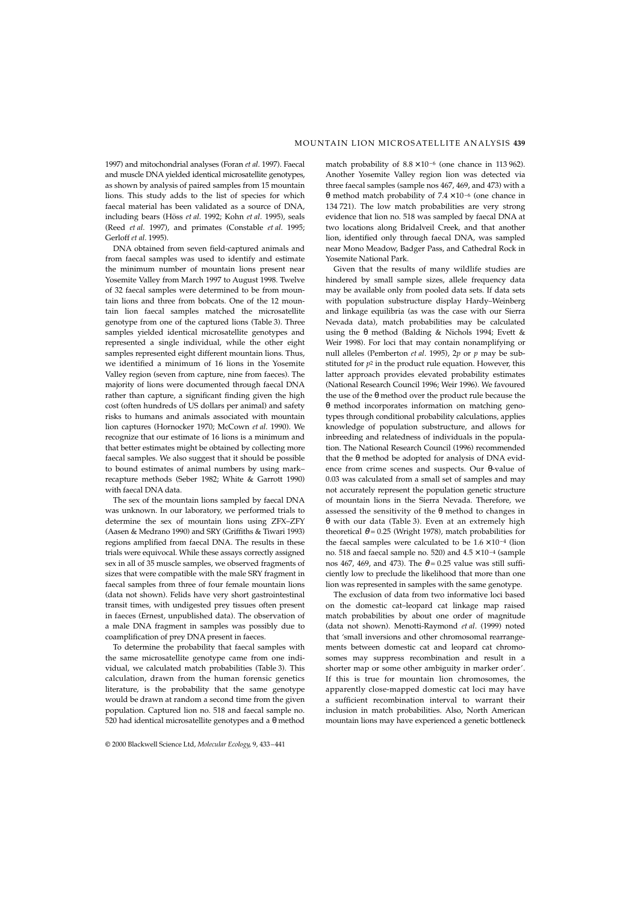1997) and mitochondrial analyses (Foran *et al*. 1997). Faecal and muscle DNA yielded identical microsatellite genotypes, as shown by analysis of paired samples from 15 mountain lions. This study adds to the list of species for which faecal material has been validated as a source of DNA, including bears (Höss *et al*. 1992; Kohn *et al*. 1995), seals (Reed *et al*. 1997), and primates (Constable *et al*. 1995; Gerloff *et al*. 1995).

DNA obtained from seven field-captured animals and from faecal samples was used to identify and estimate the minimum number of mountain lions present near Yosemite Valley from March 1997 to August 1998. Twelve of 32 faecal samples were determined to be from mountain lions and three from bobcats. One of the 12 mountain lion faecal samples matched the microsatellite genotype from one of the captured lions (Table 3). Three samples yielded identical microsatellite genotypes and represented a single individual, while the other eight samples represented eight different mountain lions. Thus, we identified a minimum of 16 lions in the Yosemite Valley region (seven from capture, nine from faeces). The majority of lions were documented through faecal DNA rather than capture, a significant finding given the high cost (often hundreds of US dollars per animal) and safety risks to humans and animals associated with mountain lion captures (Hornocker 1970; McCown *et al*. 1990). We recognize that our estimate of 16 lions is a minimum and that better estimates might be obtained by collecting more faecal samples. We also suggest that it should be possible to bound estimates of animal numbers by using mark–recapture methods (Seber 1982; White & Garrott 1990) with faecal DNA data.

The sex of the mountain lions sampled by faecal DNA was unknown. In our laboratory, we performed trials to determine the sex of mountain lions using ZFX–ZFY (Aasen & Medrano 1990) and SRY (Griffiths & Tiwari 1993) regions amplified from faecal DNA. The results in these trials were equivocal. While these assays correctly assigned sex in all of 35 muscle samples, we observed fragments of sizes that were compatible with the male SRY fragment in faecal samples from three of four female mountain lions (data not shown). Felids have very short gastrointestinal transit times, with undigested prey tissues often present in faeces (Ernest, unpublished data). The observation of a male DNA fragment in samples was possibly due to coamplification of prey DNA present in faeces.

To determine the probability that faecal samples with the same microsatellite genotype came from one individual, we calculated match probabilities (Table 3). This calculation, drawn from the human forensic genetics literature, is the probability that the same genotype would be drawn at random a second time from the given population. Captured lion no. 518 and faecal sample no. 520 had identical microsatellite genotypes and a θ method match probability of $8.8 \times 10^{-6}$ (one chance in 113 962). Another Yosemite Valley region lion was detected via three faecal samples (sample nos 467, 469, and 473) with a θ method match probability of $7.4 \times 10^{-6}$ (one chance in 134 721). The low match probabilities are very strong evidence that lion no. 518 was sampled by faecal DNA at two locations along Bridalveil Creek, and that another lion, identified only through faecal DNA, was sampled near Mono Meadow, Badger Pass, and Cathedral Rock in Yosemite National Park.

Given that the results of many wildlife studies are hindered by small sample sizes, allele frequency data may be available only from pooled data sets. If data sets with population substructure display Hardy–Weinberg and linkage equilibria (as was the case with our Sierra Nevada data), match probabilities may be calculated using the θ method (Balding & Nichols 1994; Evett & Weir 1998). For loci that may contain nonamplifying or null alleles (Pemberton *et al*. 1995), $2p$ or $p$ may be substituted for $p^2$ in the product rule equation. However, this latter approach provides elevated probability estimates (National Research Council 1996; Weir 1996). We favoured the use of the θ method over the product rule because the θ method incorporates information on matching genotypes through conditional probability calculations, applies knowledge of population substructure, and allows for inbreeding and relatedness of individuals in the population. The National Research Council (1996) recommended that the θ method be adopted for analysis of DNA evidence from crime scenes and suspects. Our θ-value of 0.03 was calculated from a small set of samples and may not accurately represent the population genetic structure of mountain lions in the Sierra Nevada. Therefore, we assessed the sensitivity of the θ method to changes in θ with our data (Table 3). Even at an extremely high theoretical $\theta = 0.25$ (Wright 1978), match probabilities for the faecal samples were calculated to be $1.6 \times 10^{-4}$ (lion no. 518 and faecal sample no. 520) and $4.5 \times 10^{-4}$ (sample nos 467, 469, and 473). The $\theta = 0.25$ value was still sufficiently low to preclude the likelihood that more than one lion was represented in samples with the same genotype.

The exclusion of data from two informative loci based on the domestic cat–leopard cat linkage map raised match probabilities by about one order of magnitude (data not shown). Menotti-Raymond *et al*. (1999) noted that 'small inversions and other chromosomal rearrangements between domestic cat and leopard cat chromosomes may suppress recombination and result in a shorter map or some other ambiguity in marker order'. If this is true for mountain lion chromosomes, the apparently close-mapped domestic cat loci may have a sufficient recombination interval to warrant their inclusion in match probabilities. Also, North American mountain lions may have experienced a genetic bottleneck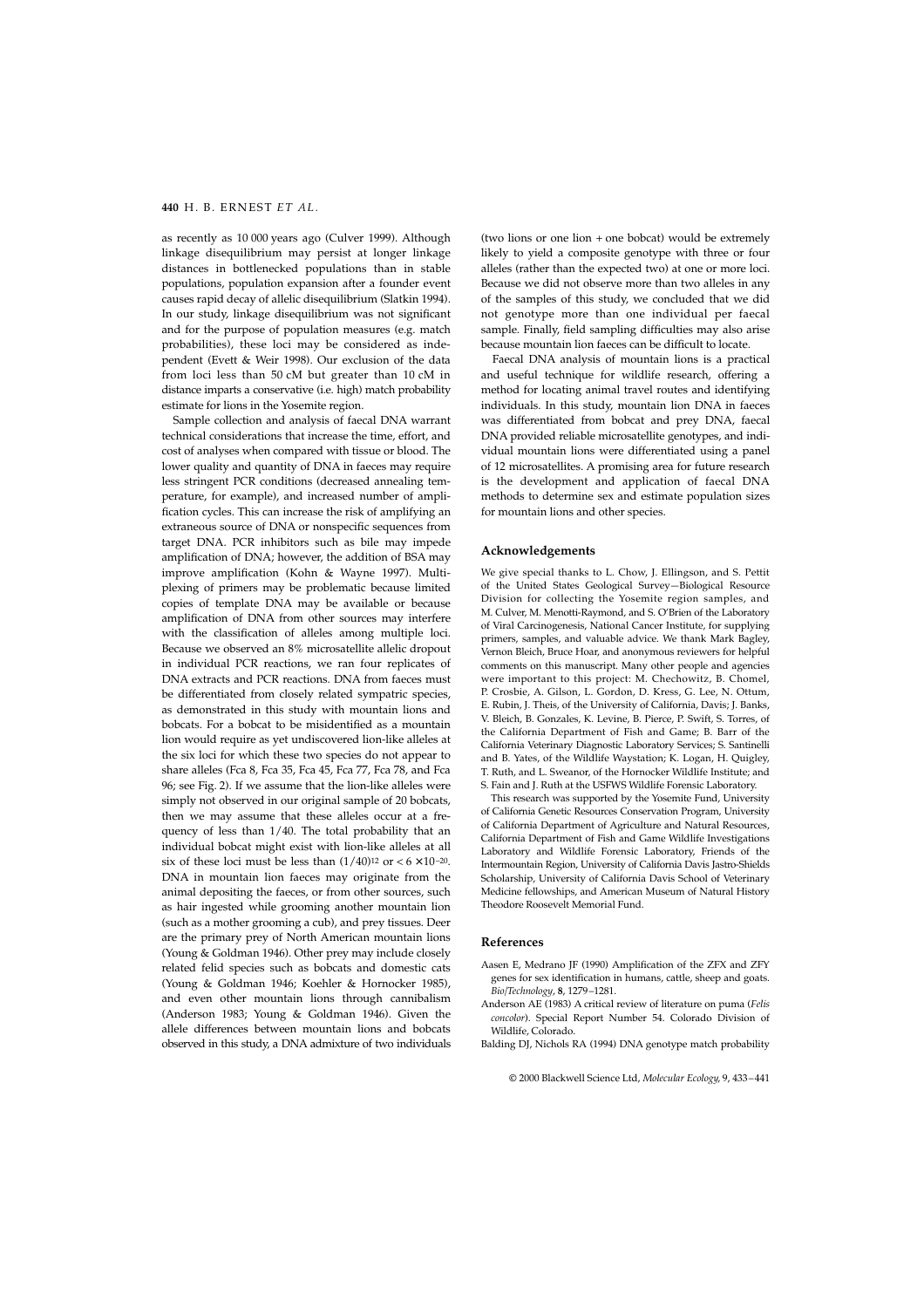as recently as 10 000 years ago (Culver 1999). Although linkage disequilibrium may persist at longer linkage distances in bottlenecked populations than in stable populations, population expansion after a founder event causes rapid decay of allelic disequilibrium (Slatkin 1994). In our study, linkage disequilibrium was not significant and for the purpose of population measures (e.g. match probabilities), these loci may be considered as independent (Evett & Weir 1998). Our exclusion of the data from loci less than 50 cM but greater than 10 cM in distance imparts a conservative (i.e. high) match probability estimate for lions in the Yosemite region.

Sample collection and analysis of faecal DNA warrant technical considerations that increase the time, effort, and cost of analyses when compared with tissue or blood. The lower quality and quantity of DNA in faeces may require less stringent PCR conditions (decreased annealing temperature, for example), and increased number of amplification cycles. This can increase the risk of amplifying an extraneous source of DNA or nonspecific sequences from target DNA. PCR inhibitors such as bile may impede amplification of DNA; however, the addition of BSA may improve amplification (Kohn & Wayne 1997). Multiplexing of primers may be problematic because limited copies of template DNA may be available or because amplification of DNA from other sources may interfere with the classification of alleles among multiple loci. Because we observed an 8% microsatellite allelic dropout in individual PCR reactions, we ran four replicates of DNA extracts and PCR reactions. DNA from faeces must be differentiated from closely related sympatric species, as demonstrated in this study with mountain lions and bobcats. For a bobcat to be misidentified as a mountain lion would require as yet undiscovered lion-like alleles at the six loci for which these two species do not appear to share alleles (Fca 8, Fca 35, Fca 45, Fca 77, Fca 78, and Fca 96; see Fig. 2). If we assume that the lion-like alleles were simply not observed in our original sample of 20 bobcats, then we may assume that these alleles occur at a frequency of less than 1/40. The total probability that an individual bobcat might exist with lion-like alleles at all six of these loci must be less than $(1/40)^{12}$ or $< 6 \times 10^{-20}$. DNA in mountain lion faeces may originate from the animal depositing the faeces, or from other sources, such as hair ingested while grooming another mountain lion (such as a mother grooming a cub), and prey tissues. Deer are the primary prey of North American mountain lions (Young & Goldman 1946). Other prey may include closely related felid species such as bobcats and domestic cats (Young & Goldman 1946; Koehler & Hornocker 1985), and even other mountain lions through cannibalism (Anderson 1983; Young & Goldman 1946). Given the allele differences between mountain lions and bobcats observed in this study, a DNA admixture of two individuals (two lions or one lion + one bobcat) would be extremely likely to yield a composite genotype with three or four alleles (rather than the expected two) at one or more loci. Because we did not observe more than two alleles in any of the samples of this study, we concluded that we did not genotype more than one individual per faecal sample. Finally, field sampling difficulties may also arise because mountain lion faeces can be difficult to locate.

Faecal DNA analysis of mountain lions is a practical and useful technique for wildlife research, offering a method for locating animal travel routes and identifying individuals. In this study, mountain lion DNA in faeces was differentiated from bobcat and prey DNA, faecal DNA provided reliable microsatellite genotypes, and individual mountain lions were differentiated using a panel of 12 microsatellites. A promising area for future research is the development and application of faecal DNA methods to determine sex and estimate population sizes for mountain lions and other species.

## Acknowledgements

We give special thanks to L. Chow, J. Ellingson, and S. Pettit of the United States Geological Survey—Biological Resource Division for collecting the Yosemite region samples, and M. Culver, M. Menotti-Raymond, and S. O'Brien of the Laboratory of Viral Carcinogenesis, National Cancer Institute, for supplying primers, samples, and valuable advice. We thank Mark Bagley, Vernon Bleich, Bruce Hoar, and anonymous reviewers for helpful comments on this manuscript. Many other people and agencies were important to this project: M. Chechowitz, B. Chomel, P. Crosbie, A. Gilson, L. Gordon, D. Kress, G. Lee, N. Ottum, E. Rubin, J. Theis, of the University of California, Davis; J. Banks, V. Bleich, B. Gonzales, K. Levine, B. Pierce, P. Swift, S. Torres, of the California Department of Fish and Game; B. Barr of the California Veterinary Diagnostic Laboratory Services; S. Santinelli and B. Yates, of the Wildlife Waystation; K. Logan, H. Quigley, T. Ruth, and L. Sweanor, of the Hornocker Wildlife Institute; and S. Fain and J. Ruth at the USFWS Wildlife Forensic Laboratory.

This research was supported by the Yosemite Fund, University of California Genetic Resources Conservation Program, University of California Department of Agriculture and Natural Resources, California Department of Fish and Game Wildlife Investigations Laboratory and Wildlife Forensic Laboratory, Friends of the Intermountain Region, University of California Davis Jastro-Shields Scholarship, University of California Davis School of Veterinary Medicine fellowships, and American Museum of Natural History Theodore Roosevelt Memorial Fund.

## References

Aasen E, Medrano JF (1990) Amplification of the ZFX and ZFY genes for sex identification in humans, cattle, sheep and goats. *Bio/Technology*, **8**, 1279–1281.

Anderson AE (1983) A critical review of literature on puma (*Felis concolor*). Special Report Number 54. Colorado Division of Wildlife, Colorado.

Balding DJ, Nichols RA (1994) DNA genotype match probability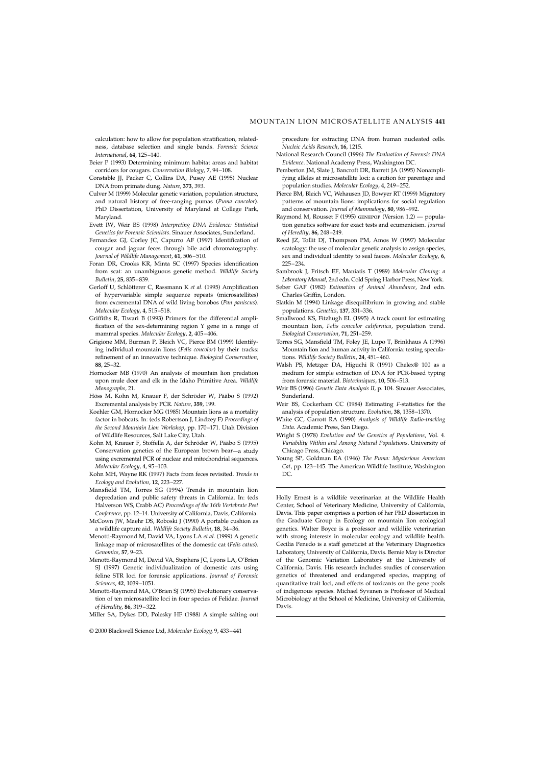calculation: how to allow for population stratification, relatedness, database selection and single bands. *Forensic Science International*, **64**, 125–140.

Beier P (1993) Determining minimum habitat areas and habitat corridors for cougars. *Conservation Biology*, **7**, 94–108.

Constable JJ, Packer C, Collins DA, Pusey AE (1995) Nuclear DNA from primate dung. *Nature*, **373**, 393.

Culver M (1999) Molecular genetic variation, population structure, and natural history of free-ranging pumas (*Puma concolor*). PhD Dissertation, University of Maryland at College Park, Maryland.

Evett IW, Weir BS (1998) *Interpreting DNA Evidence: Statistical Genetics for Forensic Scientists*. Sinauer Associates, Sunderland.

Fernandez GJ, Corley JC, Capurro AF (1997) Identification of cougar and jaguar feces through bile acid chromatography. *Journal of Wildlife Management*, **61**, 506–510.

Foran DR, Crooks KR, Minta SC (1997) Species identification from scat: an unambiguous genetic method. *Wildlife Society Bulletin*, **25**, 835–839.

Gerloff U, Schlötterer C, Rassmann K *et al*. (1995) Amplification of hypervariable simple sequence repeats (microsatellites) from excremental DNA of wild living bonobos (*Pan paniscus*). *Molecular Ecology*, **4**, 515–518.

Griffiths R, Tiwari B (1993) Primers for the differential amplification of the sex-determining region Y gene in a range of mammal species. *Molecular Ecology*, **2**, 405–406.

Grigione MM, Burman P, Bleich VC, Pierce BM (1999) Identifying individual mountain lions (*Felis concolor*) by their tracks: refinement of an innovative technique. *Biological Conservation*, **88**, 25–32.

Hornocker MB (1970) An analysis of mountain lion predation upon mule deer and elk in the Idaho Primitive Area. *Wildlife Monographs*, 21.

Höss M, Kohn M, Knauer F, der Schröder W, Pääbo S (1992) Excremental analysis by PCR. *Nature*, **359**, 199.

Koehler GM, Hornocker MG (1985) Mountain lions as a mortality factor in bobcats. In: (eds Robertson J, Lindzey F) *Proceedings of the Second Mountain Lion Workshop*, pp. 170–171. Utah Division of Wildlife Resources, Salt Lake City, Utah.

Kohn M, Knauer F, Stoffella A, der Schröder W, Pääbo S (1995) Conservation genetics of the European brown bear—a study using excremental PCR of nuclear and mitochondrial sequences. *Molecular Ecology*, **4**, 95–103.

Kohn MH, Wayne RK (1997) Facts from feces revisited. *Trends in Ecology and Evolution*, **12**, 223–227.

Mansfield TM, Torres SG (1994) Trends in mountain lion depredation and public safety threats in California. In: (eds Halverson WS, Crabb AC) *Proceedings of the 16th Vertebrate Pest Conference*, pp. 12–14. University of California, Davis, California.

McCown JW, Maehr DS, Roboski J (1990) A portable cushion as a wildlife capture aid. *Wildlife Society Bulletin*, **18**, 34–36.

Menotti-Raymond M, David VA, Lyons LA *et al*. (1999) A genetic linkage map of microsatellites of the domestic cat (*Felis catus*). *Genomics*, **57**, 9–23.

Menotti-Raymond M, David VA, Stephens JC, Lyons LA, O'Brien SJ (1997) Genetic individualization of domestic cats using feline STR loci for forensic applications. *Journal of Forensic Sciences*, **42**, 1039–1051.

Menotti-Raymond MA, O'Brien SJ (1995) Evolutionary conservation of ten microsatellite loci in four species of Felidae. *Journal of Heredity*, **86**, 319–322.

Miller SA, Dykes DD, Polesky HF (1988) A simple salting out procedure for extracting DNA from human nucleated cells. *Nucleic Acids Research*, **16**, 1215.

National Research Council (1996) *The Evaluation of Forensic DNA Evidence*. National Academy Press, Washington DC.

Pemberton JM, Slate J, Bancroft DR, Barrett JA (1995) Nonamplifying alleles at microsatellite loci: a caution for parentage and population studies. *Molecular Ecology*, **4**, 249–252.

Pierce BM, Bleich VC, Wehausen JD, Bowyer RT (1999) Migratory patterns of mountain lions: implications for social regulation and conservation. *Journal of Mammalogy*, **80**, 986–992.

Raymond M, Rousset F (1995) GENEPOP (Version 1.2) — population genetics software for exact tests and ecumenicism. *Journal of Heredity*, **86**, 248–249.

Reed JZ, Tollit DJ, Thompson PM, Amos W (1997) Molecular scatology: the use of molecular genetic analysis to assign species, sex and individual identity to seal faeces. *Molecular Ecology*, **6**, 225–234.

Sambrook J, Fritsch EF, Maniatis T (1989) *Molecular Cloning: a Laboratory Manual*, 2nd edn. Cold Spring Harbor Press, New York.

Seber GAF (1982) *Estimation of Animal Abundance*, 2nd edn. Charles Griffin, London.

Slatkin M (1994) Linkage disequilibrium in growing and stable populations. *Genetics*, **137**, 331–336.

Smallwood KS, Fitzhugh EL (1995) A track count for estimating mountain lion, *Felis concolor californica*, population trend. *Biological Conservation*, **71**, 251–259.

Torres SG, Mansfield TM, Foley JE, Lupo T, Brinkhaus A (1996) Mountain lion and human activity in California: testing speculations. *Wildlife Society Bulletin*, **24**, 451–460.

Walsh PS, Metzger DA, Higuchi R (1991) Chelex® 100 as a medium for simple extraction of DNA for PCR-based typing from forensic material. *Biotechniques*, **10**, 506–513.

Weir BS (1996) *Genetic Data Analysis II*, p. 104. Sinauer Associates, Sunderland.

Weir BS, Cockerham CC (1984) Estimating *F*-statistics for the analysis of population structure. *Evolution*, **38**, 1358–1370.

White GC, Garrott RA (1990) *Analysis of Wildlife Radio-tracking Data*. Academic Press, San Diego.

Wright S (1978) *Evolution and the Genetics of Populations*, Vol. 4. *Variability Within and Among Natural Populations*. University of Chicago Press, Chicago.

Young SP, Goldman EA (1946) *The Puma: Mysterious American Cat*, pp. 123–145. The American Wildlife Institute, Washington DC.

---

Holly Ernest is a wildlife veterinarian at the Wildlife Health Center, School of Veterinary Medicine, University of California, Davis. This paper comprises a portion of her PhD dissertation in the Graduate Group in Ecology on mountain lion ecological genetics. Walter Boyce is a professor and wildlife veterinarian with strong interests in molecular ecology and wildlife health. Cecilia Penedo is a staff geneticist at the Veterinary Diagnostics Laboratory, University of California, Davis. Bernie May is Director of the Genomic Variation Laboratory at the University of California, Davis. His research includes studies of conservation genetics of threatened and endangered species, mapping of quantitative trait loci, and effects of toxicants on the gene pools of indigenous species. Michael Syvanen is Professor of Medical Microbiology at the School of Medicine, University of California, Davis.

---